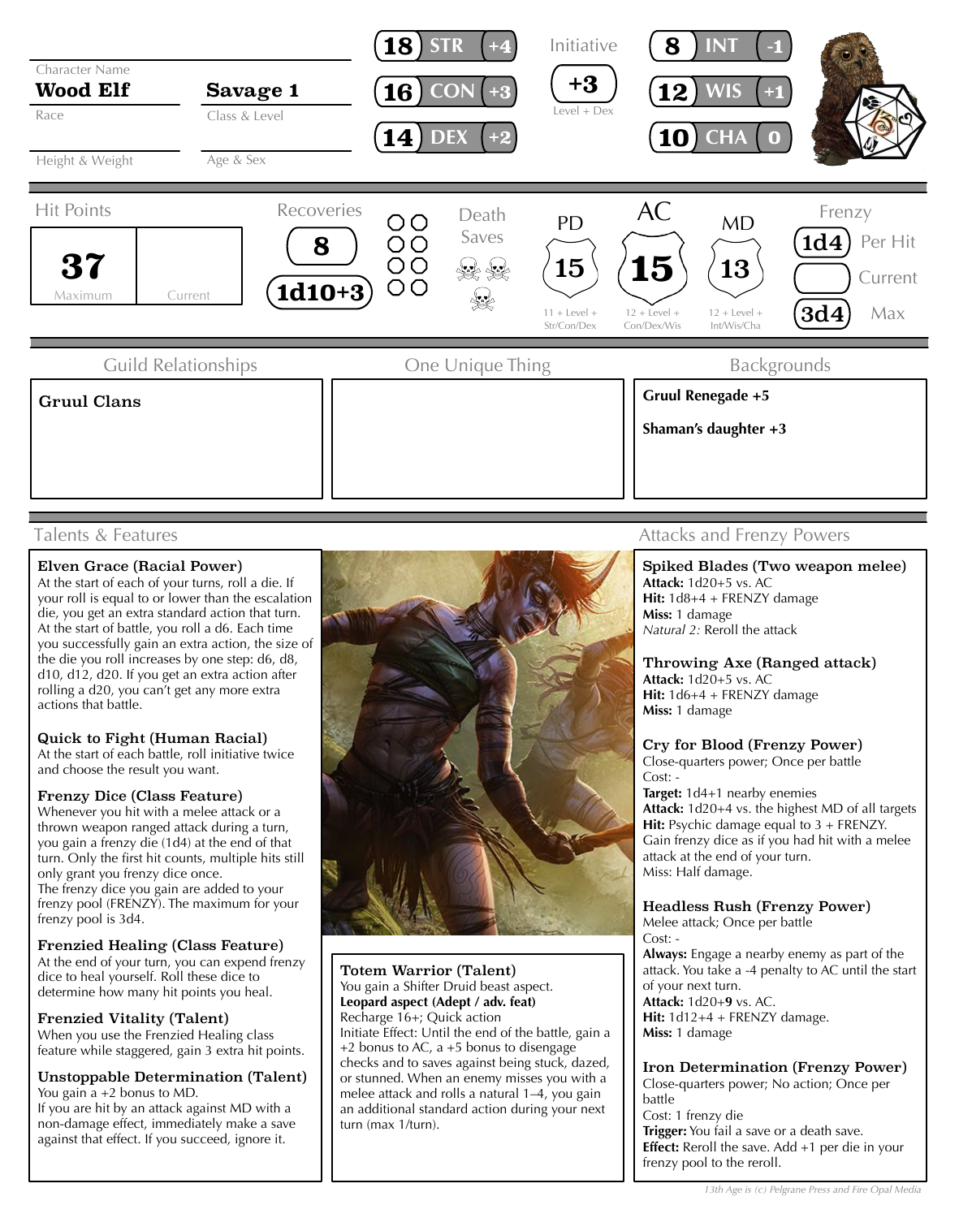Character Name: **Wood Elf**
Race

Class & Level: **Savage 1**

Height & Weight

Age & Sex

| Ability | Score | Mod |
|---|---|---|
| STR | 18 | +4 |
| CON | 16 | +3 |
| DEX | 14 | +2 |
| INT | 8 | -1 |
| WIS | 12 | +1 |
| CHA | 10 | 0 |

**Initiative:** +3 (Level + Dex)

**Hit Points:** 37 Maximum | Current

**Recoveries:** 8 | 1d10+3

**Death Saves**

**PD:** 15 (11 + Level + Str/Con/Dex)

**AC:** 15 (12 + Level + Con/Dex/Wis)

**MD:** 13 (12 + Level + Int/Wis/Cha)

**Frenzy:** 1d4 Per Hit | Current | 3d4 Max

## Guild Relationships

**Gruul Clans**

## One Unique Thing

## Backgrounds

**Gruul Renegade +5**

**Shaman's daughter +3**

## Talents & Features

**Elven Grace (Racial Power)**
At the start of each of your turns, roll a die. If your roll is equal to or lower than the escalation die, you get an extra standard action that turn. At the start of battle, you roll a d6. Each time you successfully gain an extra action, the size of the die you roll increases by one step: d6, d8, d10, d12, d20. If you get an extra action after rolling a d20, you can't get any more extra actions that battle.

**Quick to Fight (Human Racial)**
At the start of each battle, roll initiative twice and choose the result you want.

**Frenzy Dice (Class Feature)**
Whenever you hit with a melee attack or a thrown weapon ranged attack during a turn, you gain a frenzy die (1d4) at the end of that turn. Only the first hit counts, multiple hits still only grant you frenzy dice once.
The frenzy dice you gain are added to your frenzy pool (FRENZY). The maximum for your frenzy pool is 3d4.

**Frenzied Healing (Class Feature)**
At the end of your turn, you can expend frenzy dice to heal yourself. Roll these dice to determine how many hit points you heal.

**Frenzied Vitality (Talent)**
When you use the Frenzied Healing class feature while staggered, gain 3 extra hit points.

**Unstoppable Determination (Talent)**
You gain a +2 bonus to MD.
If you are hit by an attack against MD with a non-damage effect, immediately make a save against that effect. If you succeed, ignore it.

**Totem Warrior (Talent)**
You gain a Shifter Druid beast aspect.
**Leopard aspect (Adept / adv. feat)**
Recharge 16+; Quick action
Initiate Effect: Until the end of the battle, gain a +2 bonus to AC, a +5 bonus to disengage checks and to saves against being stuck, dazed, or stunned. When an enemy misses you with a melee attack and rolls a natural 1–4, you gain an additional standard action during your next turn (max 1/turn).

## Attacks and Frenzy Powers

**Spiked Blades (Two weapon melee)**
**Attack:** 1d20+5 vs. AC
**Hit:** 1d8+4 + FRENZY damage
**Miss:** 1 damage
*Natural 2:* Reroll the attack

**Throwing Axe (Ranged attack)**
**Attack:** 1d20+5 vs. AC
**Hit:** 1d6+4 + FRENZY damage
**Miss:** 1 damage

**Cry for Blood (Frenzy Power)**
Close-quarters power; Once per battle
Cost: -
**Target:** 1d4+1 nearby enemies
**Attack:** 1d20+4 vs. the highest MD of all targets
**Hit:** Psychic damage equal to 3 + FRENZY. Gain frenzy dice as if you had hit with a melee attack at the end of your turn.
Miss: Half damage.

**Headless Rush (Frenzy Power)**
Melee attack; Once per battle
Cost: -
**Always:** Engage a nearby enemy as part of the attack. You take a -4 penalty to AC until the start of your next turn.
**Attack:** 1d20+**9** vs. AC.
**Hit:** 1d12+4 + FRENZY damage.
**Miss:** 1 damage

**Iron Determination (Frenzy Power)**
Close-quarters power; No action; Once per battle
Cost: 1 frenzy die
**Trigger:** You fail a save or a death save.
**Effect:** Reroll the save. Add +1 per die in your frenzy pool to the reroll.

*13th Age is (c) Pelgrane Press and Fire Opal Media*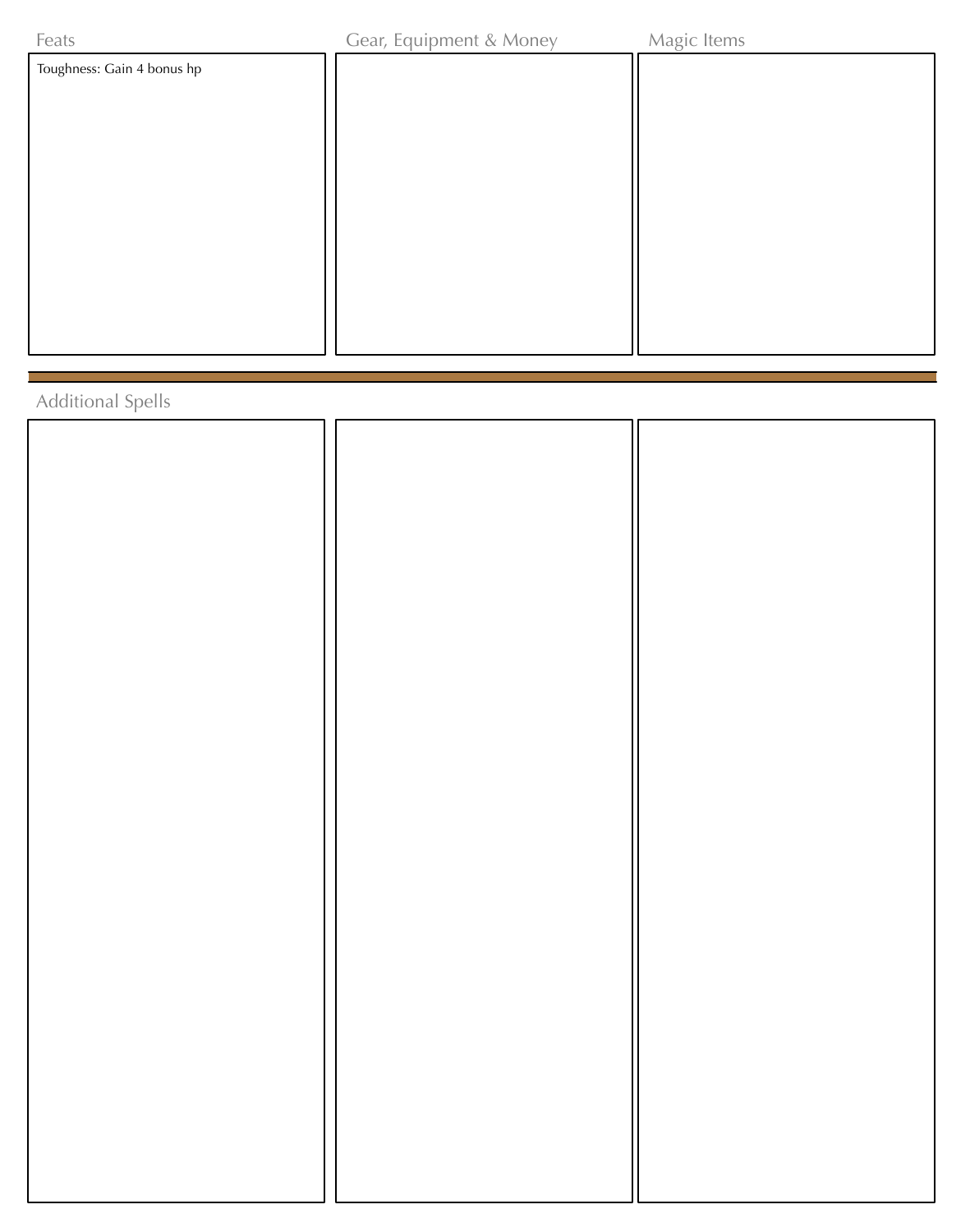## Feats

Toughness: Gain 4 bonus hp

## Gear, Equipment & Money

## Magic Items

## Additional Spells